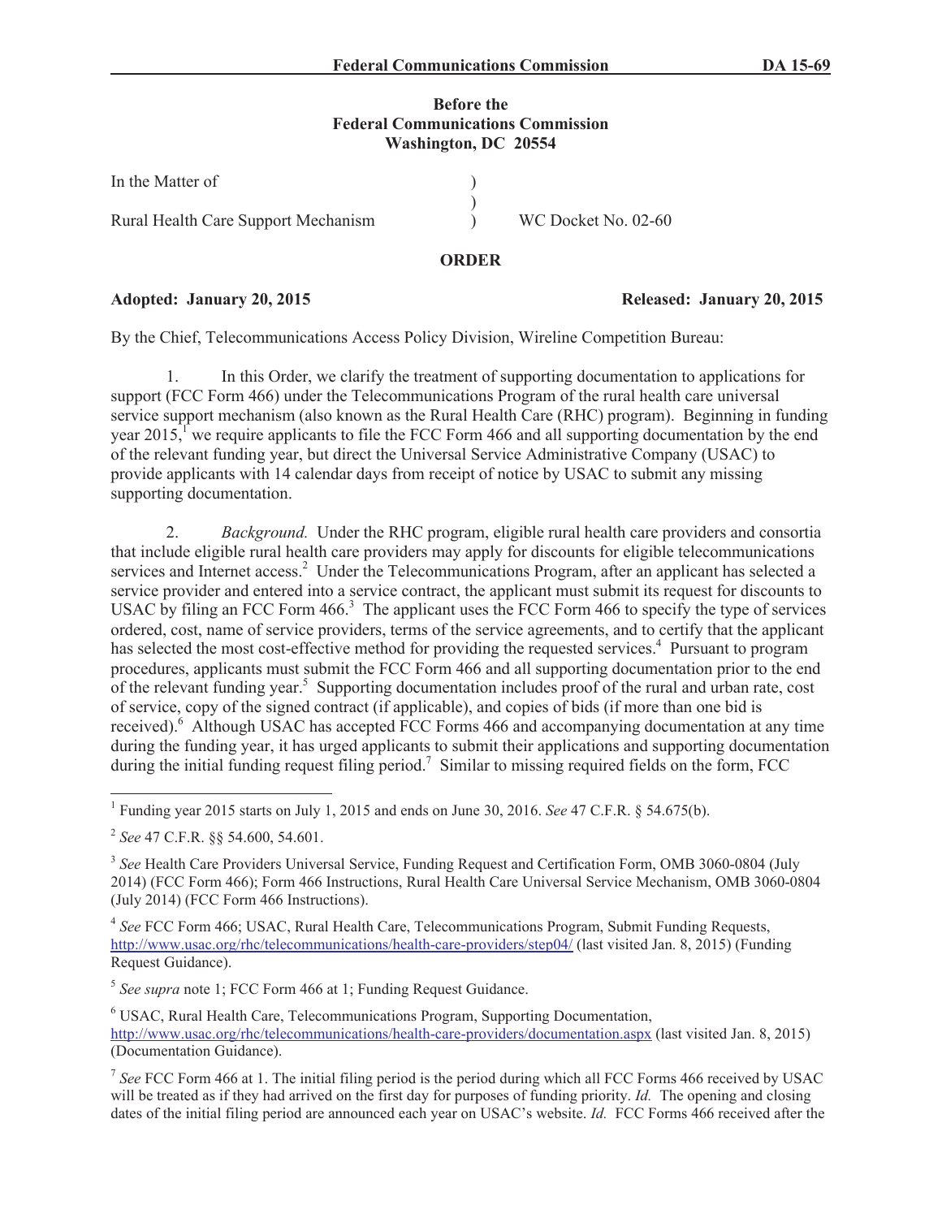**Before the**
**Federal Communications Commission**
**Washington, DC 20554**

| | | |
|---|---|---|
| In the Matter of | ) | |
| | ) | |
| Rural Health Care Support Mechanism | ) | WC Docket No. 02-60 |

**ORDER**

**Adopted: January 20, 2015** **Released: January 20, 2015**

By the Chief, Telecommunications Access Policy Division, Wireline Competition Bureau:

1. In this Order, we clarify the treatment of supporting documentation to applications for support (FCC Form 466) under the Telecommunications Program of the rural health care universal service support mechanism (also known as the Rural Health Care (RHC) program). Beginning in funding year 2015,[1] we require applicants to file the FCC Form 466 and all supporting documentation by the end of the relevant funding year, but direct the Universal Service Administrative Company (USAC) to provide applicants with 14 calendar days from receipt of notice by USAC to submit any missing supporting documentation.

2. *Background.* Under the RHC program, eligible rural health care providers and consortia that include eligible rural health care providers may apply for discounts for eligible telecommunications services and Internet access.[2] Under the Telecommunications Program, after an applicant has selected a service provider and entered into a service contract, the applicant must submit its request for discounts to USAC by filing an FCC Form 466.[3] The applicant uses the FCC Form 466 to specify the type of services ordered, cost, name of service providers, terms of the service agreements, and to certify that the applicant has selected the most cost-effective method for providing the requested services.[4] Pursuant to program procedures, applicants must submit the FCC Form 466 and all supporting documentation prior to the end of the relevant funding year.[5] Supporting documentation includes proof of the rural and urban rate, cost of service, copy of the signed contract (if applicable), and copies of bids (if more than one bid is received).[6] Although USAC has accepted FCC Forms 466 and accompanying documentation at any time during the funding year, it has urged applicants to submit their applications and supporting documentation during the initial funding request filing period.[7] Similar to missing required fields on the form, FCC

---

[1] Funding year 2015 starts on July 1, 2015 and ends on June 30, 2016. *See* 47 C.F.R. § 54.675(b).

[2] *See* 47 C.F.R. §§ 54.600, 54.601.

[3] *See* Health Care Providers Universal Service, Funding Request and Certification Form, OMB 3060-0804 (July 2014) (FCC Form 466); Form 466 Instructions, Rural Health Care Universal Service Mechanism, OMB 3060-0804 (July 2014) (FCC Form 466 Instructions).

[4] *See* FCC Form 466; USAC, Rural Health Care, Telecommunications Program, Submit Funding Requests, http://www.usac.org/rhc/telecommunications/health-care-providers/step04/ (last visited Jan. 8, 2015) (Funding Request Guidance).

[5] *See supra* note 1; FCC Form 466 at 1; Funding Request Guidance.

[6] USAC, Rural Health Care, Telecommunications Program, Supporting Documentation, http://www.usac.org/rhc/telecommunications/health-care-providers/documentation.aspx (last visited Jan. 8, 2015) (Documentation Guidance).

[7] *See* FCC Form 466 at 1. The initial filing period is the period during which all FCC Forms 466 received by USAC will be treated as if they had arrived on the first day for purposes of funding priority. *Id.* The opening and closing dates of the initial filing period are announced each year on USAC's website. *Id.* FCC Forms 466 received after the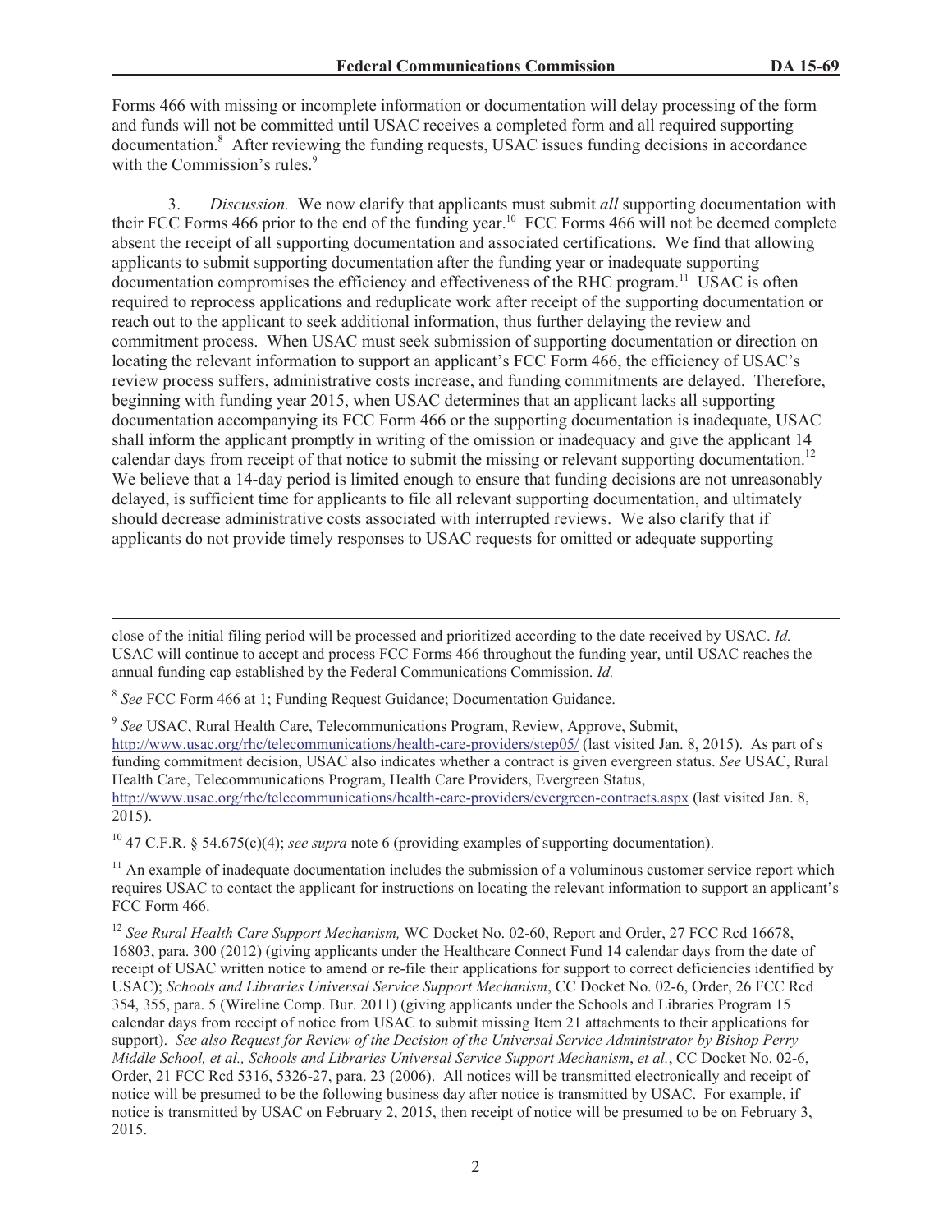Forms 466 with missing or incomplete information or documentation will delay processing of the form and funds will not be committed until USAC receives a completed form and all required supporting documentation.[8] After reviewing the funding requests, USAC issues funding decisions in accordance with the Commission's rules.[9]

3. *Discussion.* We now clarify that applicants must submit *all* supporting documentation with their FCC Forms 466 prior to the end of the funding year.[10] FCC Forms 466 will not be deemed complete absent the receipt of all supporting documentation and associated certifications. We find that allowing applicants to submit supporting documentation after the funding year or inadequate supporting documentation compromises the efficiency and effectiveness of the RHC program.[11] USAC is often required to reprocess applications and reduplicate work after receipt of the supporting documentation or reach out to the applicant to seek additional information, thus further delaying the review and commitment process. When USAC must seek submission of supporting documentation or direction on locating the relevant information to support an applicant's FCC Form 466, the efficiency of USAC's review process suffers, administrative costs increase, and funding commitments are delayed. Therefore, beginning with funding year 2015, when USAC determines that an applicant lacks all supporting documentation accompanying its FCC Form 466 or the supporting documentation is inadequate, USAC shall inform the applicant promptly in writing of the omission or inadequacy and give the applicant 14 calendar days from receipt of that notice to submit the missing or relevant supporting documentation.[12] We believe that a 14-day period is limited enough to ensure that funding decisions are not unreasonably delayed, is sufficient time for applicants to file all relevant supporting documentation, and ultimately should decrease administrative costs associated with interrupted reviews. We also clarify that if applicants do not provide timely responses to USAC requests for omitted or adequate supporting

---

close of the initial filing period will be processed and prioritized according to the date received by USAC. *Id.* USAC will continue to accept and process FCC Forms 466 throughout the funding year, until USAC reaches the annual funding cap established by the Federal Communications Commission. *Id.*

[8] *See* FCC Form 466 at 1; Funding Request Guidance; Documentation Guidance.

[9] *See* USAC, Rural Health Care, Telecommunications Program, Review, Approve, Submit, http://www.usac.org/rhc/telecommunications/health-care-providers/step05/ (last visited Jan. 8, 2015). As part of s funding commitment decision, USAC also indicates whether a contract is given evergreen status. *See* USAC, Rural Health Care, Telecommunications Program, Health Care Providers, Evergreen Status, http://www.usac.org/rhc/telecommunications/health-care-providers/evergreen-contracts.aspx (last visited Jan. 8, 2015).

[10] 47 C.F.R. § 54.675(c)(4); *see supra* note 6 (providing examples of supporting documentation).

[11] An example of inadequate documentation includes the submission of a voluminous customer service report which requires USAC to contact the applicant for instructions on locating the relevant information to support an applicant's FCC Form 466.

[12] *See Rural Health Care Support Mechanism,* WC Docket No. 02-60, Report and Order, 27 FCC Rcd 16678, 16803, para. 300 (2012) (giving applicants under the Healthcare Connect Fund 14 calendar days from the date of receipt of USAC written notice to amend or re-file their applications for support to correct deficiencies identified by USAC); *Schools and Libraries Universal Service Support Mechanism*, CC Docket No. 02-6, Order, 26 FCC Rcd 354, 355, para. 5 (Wireline Comp. Bur. 2011) (giving applicants under the Schools and Libraries Program 15 calendar days from receipt of notice from USAC to submit missing Item 21 attachments to their applications for support). *See also Request for Review of the Decision of the Universal Service Administrator by Bishop Perry Middle School, et al., Schools and Libraries Universal Service Support Mechanism*, *et al.*, CC Docket No. 02-6, Order, 21 FCC Rcd 5316, 5326-27, para. 23 (2006). All notices will be transmitted electronically and receipt of notice will be presumed to be the following business day after notice is transmitted by USAC. For example, if notice is transmitted by USAC on February 2, 2015, then receipt of notice will be presumed to be on February 3, 2015.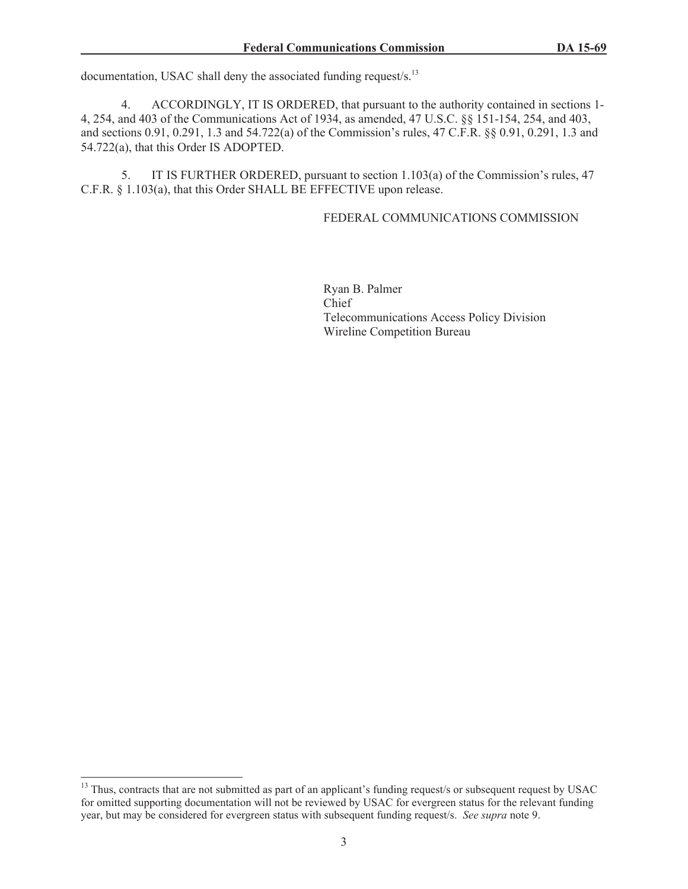documentation, USAC shall deny the associated funding request/s.[13]

4. ACCORDINGLY, IT IS ORDERED, that pursuant to the authority contained in sections 1-4, 254, and 403 of the Communications Act of 1934, as amended, 47 U.S.C. §§ 151-154, 254, and 403, and sections 0.91, 0.291, 1.3 and 54.722(a) of the Commission's rules, 47 C.F.R. §§ 0.91, 0.291, 1.3 and 54.722(a), that this Order IS ADOPTED.

5. IT IS FURTHER ORDERED, pursuant to section 1.103(a) of the Commission's rules, 47 C.F.R. § 1.103(a), that this Order SHALL BE EFFECTIVE upon release.

FEDERAL COMMUNICATIONS COMMISSION

Ryan B. Palmer
Chief
Telecommunications Access Policy Division
Wireline Competition Bureau

---

[13] Thus, contracts that are not submitted as part of an applicant's funding request/s or subsequent request by USAC for omitted supporting documentation will not be reviewed by USAC for evergreen status for the relevant funding year, but may be considered for evergreen status with subsequent funding request/s. *See supra* note 9.